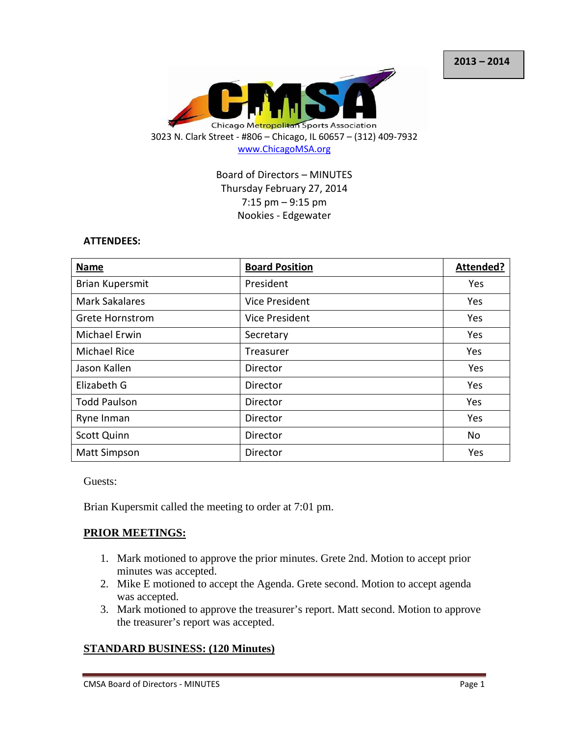2013 – 2014

Chicago Metropolitan Sports Association

3023 N. Clark Street - #806 – Chicago, IL 60657 – (312) 409-7932

www.ChicagoMSA.org

Board of Directors – MINUTES
Thursday February 27, 2014
7:15 pm – 9:15 pm
Nookies - Edgewater

**ATTENDEES:**

| Name | Board Position | Attended? |
|---|---|---|
| Brian Kupersmit | President | Yes |
| Mark Sakalares | Vice President | Yes |
| Grete Hornstrom | Vice President | Yes |
| Michael Erwin | Secretary | Yes |
| Michael Rice | Treasurer | Yes |
| Jason Kallen | Director | Yes |
| Elizabeth G | Director | Yes |
| Todd Paulson | Director | Yes |
| Ryne Inman | Director | Yes |
| Scott Quinn | Director | No |
| Matt Simpson | Director | Yes |

Guests:

Brian Kupersmit called the meeting to order at 7:01 pm.

## PRIOR MEETINGS:

1. Mark motioned to approve the prior minutes. Grete 2nd. Motion to accept prior minutes was accepted.
2. Mike E motioned to accept the Agenda. Grete second. Motion to accept agenda was accepted.
3. Mark motioned to approve the treasurer's report. Matt second. Motion to approve the treasurer's report was accepted.

## STANDARD BUSINESS: (120 Minutes)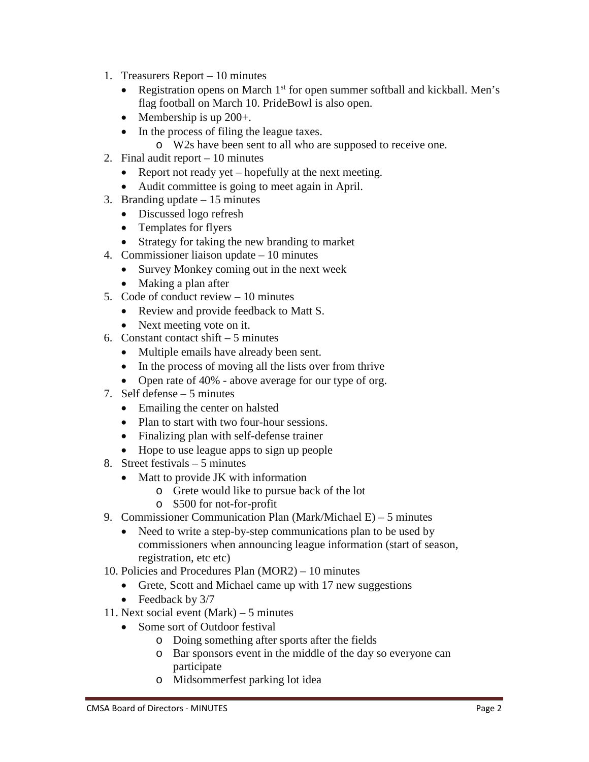1. Treasurers Report – 10 minutes
   - Registration opens on March 1st for open summer softball and kickball. Men's flag football on March 10. PrideBowl is also open.
   - Membership is up 200+.
   - In the process of filing the league taxes.
     - W2s have been sent to all who are supposed to receive one.
2. Final audit report – 10 minutes
   - Report not ready yet – hopefully at the next meeting.
   - Audit committee is going to meet again in April.
3. Branding update – 15 minutes
   - Discussed logo refresh
   - Templates for flyers
   - Strategy for taking the new branding to market
4. Commissioner liaison update – 10 minutes
   - Survey Monkey coming out in the next week
   - Making a plan after
5. Code of conduct review – 10 minutes
   - Review and provide feedback to Matt S.
   - Next meeting vote on it.
6. Constant contact shift – 5 minutes
   - Multiple emails have already been sent.
   - In the process of moving all the lists over from thrive
   - Open rate of 40% - above average for our type of org.
7. Self defense – 5 minutes
   - Emailing the center on halsted
   - Plan to start with two four-hour sessions.
   - Finalizing plan with self-defense trainer
   - Hope to use league apps to sign up people
8. Street festivals – 5 minutes
   - Matt to provide JK with information
     - Grete would like to pursue back of the lot
     - $500 for not-for-profit
9. Commissioner Communication Plan (Mark/Michael E) – 5 minutes
   - Need to write a step-by-step communications plan to be used by commissioners when announcing league information (start of season, registration, etc etc)
10. Policies and Procedures Plan (MOR2) – 10 minutes
    - Grete, Scott and Michael came up with 17 new suggestions
    - Feedback by 3/7
11. Next social event (Mark) – 5 minutes
    - Some sort of Outdoor festival
      - Doing something after sports after the fields
      - Bar sponsors event in the middle of the day so everyone can participate
      - Midsommerfest parking lot idea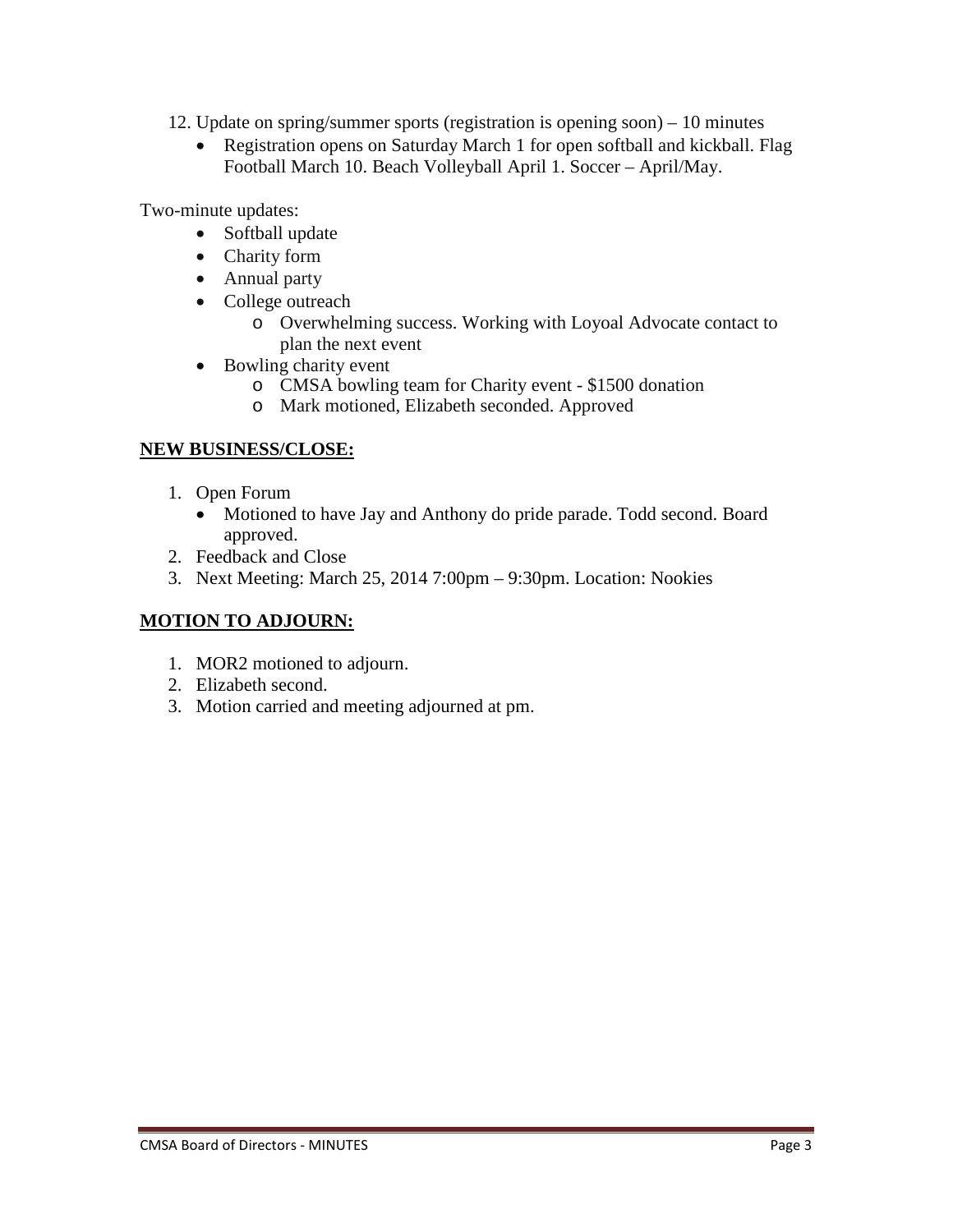12. Update on spring/summer sports (registration is opening soon) – 10 minutes
    - Registration opens on Saturday March 1 for open softball and kickball. Flag Football March 10. Beach Volleyball April 1. Soccer – April/May.

Two-minute updates:

- Softball update
- Charity form
- Annual party
- College outreach
    - Overwhelming success. Working with Loyoal Advocate contact to plan the next event
- Bowling charity event
    - CMSA bowling team for Charity event - $1500 donation
    - Mark motioned, Elizabeth seconded. Approved

**<u>NEW BUSINESS/CLOSE:</u>**

1. Open Forum
    - Motioned to have Jay and Anthony do pride parade. Todd second. Board approved.
2. Feedback and Close
3. Next Meeting: March 25, 2014 7:00pm – 9:30pm. Location: Nookies

**<u>MOTION TO ADJOURN:</u>**

1. MOR2 motioned to adjourn.
2. Elizabeth second.
3. Motion carried and meeting adjourned at pm.